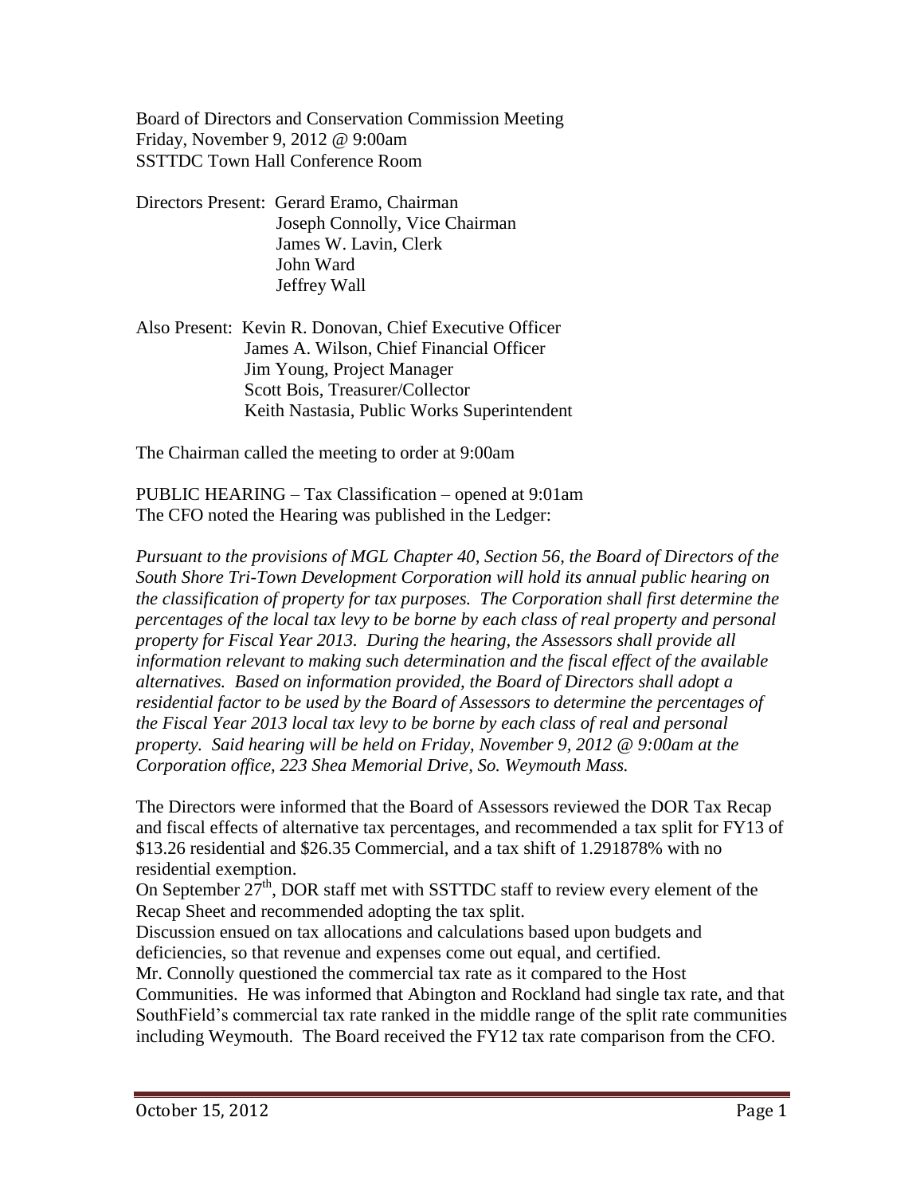Board of Directors and Conservation Commission Meeting
Friday, November 9, 2012 @ 9:00am
SSTTDC Town Hall Conference Room

Directors Present: Gerard Eramo, Chairman
Joseph Connolly, Vice Chairman
James W. Lavin, Clerk
John Ward
Jeffrey Wall

Also Present: Kevin R. Donovan, Chief Executive Officer
James A. Wilson, Chief Financial Officer
Jim Young, Project Manager
Scott Bois, Treasurer/Collector
Keith Nastasia, Public Works Superintendent

The Chairman called the meeting to order at 9:00am

PUBLIC HEARING – Tax Classification – opened at 9:01am
The CFO noted the Hearing was published in the Ledger:

*Pursuant to the provisions of MGL Chapter 40, Section 56, the Board of Directors of the South Shore Tri-Town Development Corporation will hold its annual public hearing on the classification of property for tax purposes. The Corporation shall first determine the percentages of the local tax levy to be borne by each class of real property and personal property for Fiscal Year 2013. During the hearing, the Assessors shall provide all information relevant to making such determination and the fiscal effect of the available alternatives. Based on information provided, the Board of Directors shall adopt a residential factor to be used by the Board of Assessors to determine the percentages of the Fiscal Year 2013 local tax levy to be borne by each class of real and personal property. Said hearing will be held on Friday, November 9, 2012 @ 9:00am at the Corporation office, 223 Shea Memorial Drive, So. Weymouth Mass.*

The Directors were informed that the Board of Assessors reviewed the DOR Tax Recap and fiscal effects of alternative tax percentages, and recommended a tax split for FY13 of \$13.26 residential and \$26.35 Commercial, and a tax shift of 1.291878% with no residential exemption.

On September 27th, DOR staff met with SSTTDC staff to review every element of the Recap Sheet and recommended adopting the tax split.

Discussion ensued on tax allocations and calculations based upon budgets and deficiencies, so that revenue and expenses come out equal, and certified.

Mr. Connolly questioned the commercial tax rate as it compared to the Host Communities. He was informed that Abington and Rockland had single tax rate, and that SouthField's commercial tax rate ranked in the middle range of the split rate communities including Weymouth. The Board received the FY12 tax rate comparison from the CFO.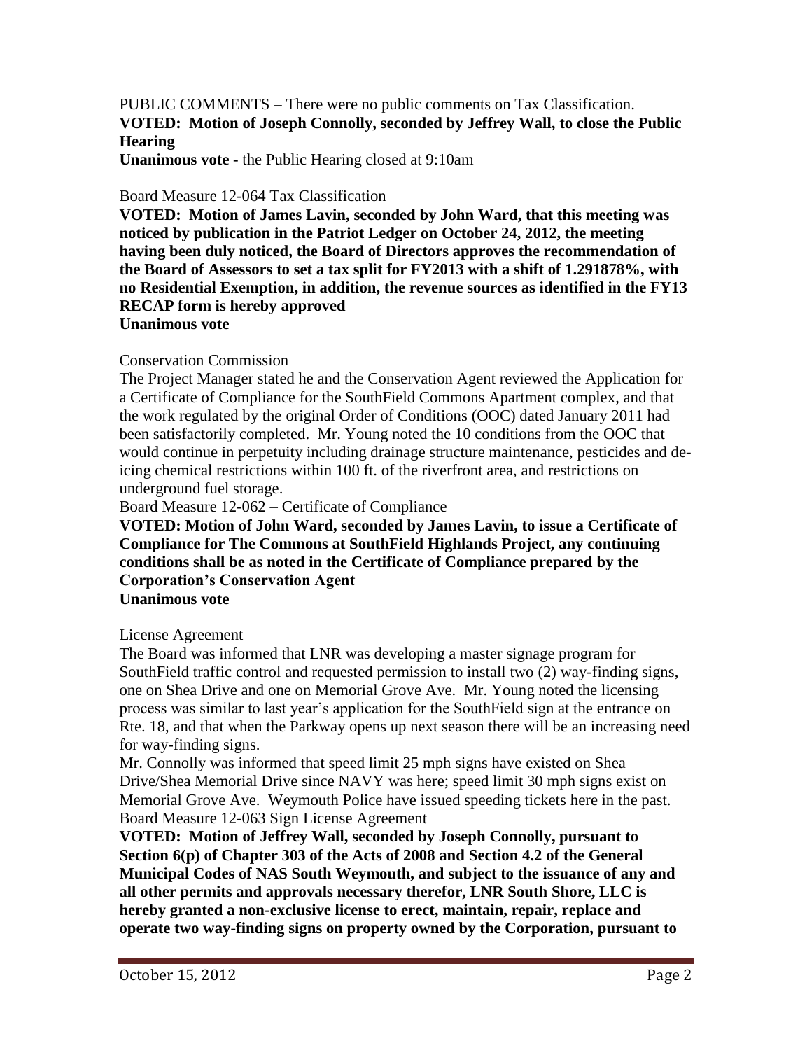PUBLIC COMMENTS – There were no public comments on Tax Classification.

**VOTED: Motion of Joseph Connolly, seconded by Jeffrey Wall, to close the Public Hearing**

**Unanimous vote -** the Public Hearing closed at 9:10am

Board Measure 12-064 Tax Classification

**VOTED: Motion of James Lavin, seconded by John Ward, that this meeting was noticed by publication in the Patriot Ledger on October 24, 2012, the meeting having been duly noticed, the Board of Directors approves the recommendation of the Board of Assessors to set a tax split for FY2013 with a shift of 1.291878%, with no Residential Exemption, in addition, the revenue sources as identified in the FY13 RECAP form is hereby approved**

**Unanimous vote**

Conservation Commission

The Project Manager stated he and the Conservation Agent reviewed the Application for a Certificate of Compliance for the SouthField Commons Apartment complex, and that the work regulated by the original Order of Conditions (OOC) dated January 2011 had been satisfactorily completed. Mr. Young noted the 10 conditions from the OOC that would continue in perpetuity including drainage structure maintenance, pesticides and de-icing chemical restrictions within 100 ft. of the riverfront area, and restrictions on underground fuel storage.

Board Measure 12-062 – Certificate of Compliance

**VOTED: Motion of John Ward, seconded by James Lavin, to issue a Certificate of Compliance for The Commons at SouthField Highlands Project, any continuing conditions shall be as noted in the Certificate of Compliance prepared by the Corporation's Conservation Agent**

**Unanimous vote**

License Agreement

The Board was informed that LNR was developing a master signage program for SouthField traffic control and requested permission to install two (2) way-finding signs, one on Shea Drive and one on Memorial Grove Ave. Mr. Young noted the licensing process was similar to last year's application for the SouthField sign at the entrance on Rte. 18, and that when the Parkway opens up next season there will be an increasing need for way-finding signs.

Mr. Connolly was informed that speed limit 25 mph signs have existed on Shea Drive/Shea Memorial Drive since NAVY was here; speed limit 30 mph signs exist on Memorial Grove Ave. Weymouth Police have issued speeding tickets here in the past.

Board Measure 12-063 Sign License Agreement

**VOTED: Motion of Jeffrey Wall, seconded by Joseph Connolly, pursuant to Section 6(p) of Chapter 303 of the Acts of 2008 and Section 4.2 of the General Municipal Codes of NAS South Weymouth, and subject to the issuance of any and all other permits and approvals necessary therefor, LNR South Shore, LLC is hereby granted a non-exclusive license to erect, maintain, repair, replace and operate two way-finding signs on property owned by the Corporation, pursuant to**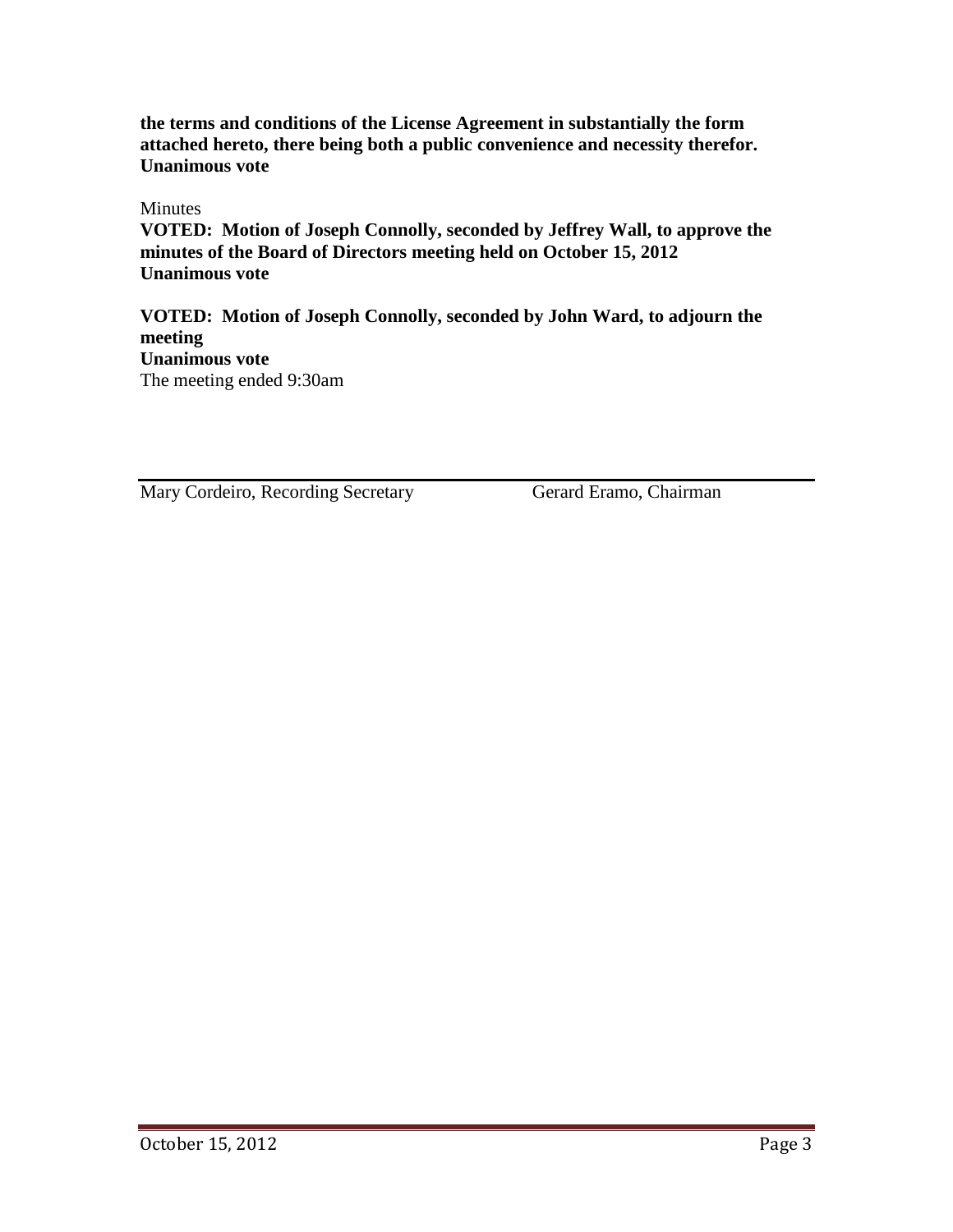**the terms and conditions of the License Agreement in substantially the form attached hereto, there being both a public convenience and necessity therefor.**
**Unanimous vote**

Minutes
**VOTED: Motion of Joseph Connolly, seconded by Jeffrey Wall, to approve the minutes of the Board of Directors meeting held on October 15, 2012**
**Unanimous vote**

**VOTED: Motion of Joseph Connolly, seconded by John Ward, to adjourn the meeting**
**Unanimous vote**
The meeting ended 9:30am

Mary Cordeiro, Recording Secretary    Gerard Eramo, Chairman